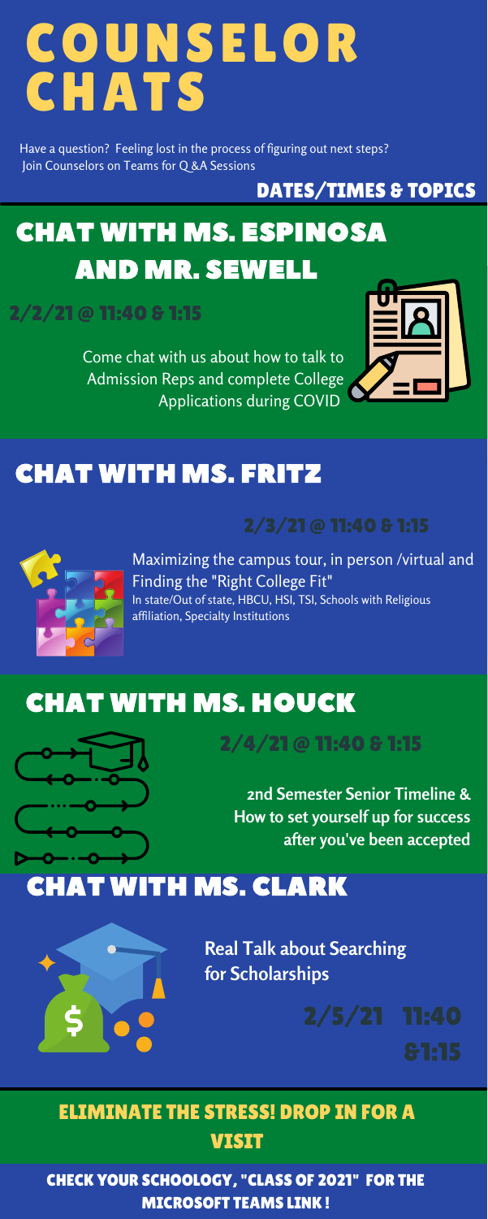# COUNSELOR CHATS

Have a question? Feeling lost in the process of figuring out next steps?
Join Counselors on Teams for Q &A Sessions

### DATES/TIMES & TOPICS

## CHAT WITH MS. ESPINOSA AND MR. SEWELL

**2/2/21 @ 11:40 & 1:15**

Come chat with us about how to talk to Admission Reps and complete College Applications during COVID

## CHAT WITH MS. FRITZ

**2/3/21 @ 11:40 & 1:15**

Maximizing the campus tour, in person /virtual and Finding the "Right College Fit"
In state/Out of state, HBCU, HSI, TSI, Schools with Religious affiliation, Specialty Institutions

## CHAT WITH MS. HOUCK

**2/4/21 @ 11:40 & 1:15**

**2nd Semester Senior Timeline & How to set yourself up for success after you've been accepted**

## CHAT WITH MS. CLARK

**Real Talk about Searching for Scholarships**

**2/5/21 11:40 &1:15**

### ELIMINATE THE STRESS! DROP IN FOR A VISIT

**CHECK YOUR SCHOOLOGY, "CLASS OF 2021" FOR THE MICROSOFT TEAMS LINK !**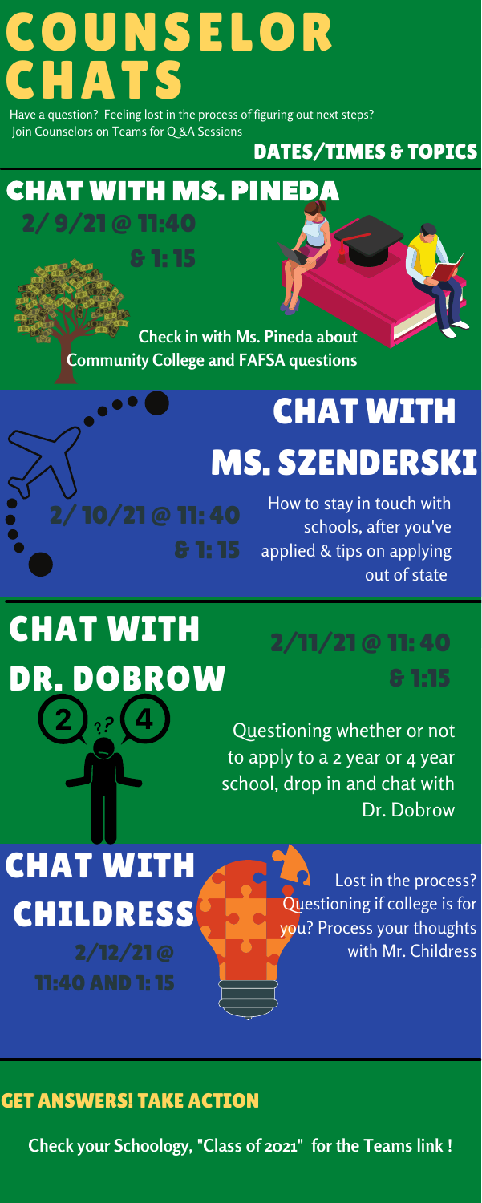# COUNSELOR CHATS

Have a question? Feeling lost in the process of figuring out next steps? Join Counselors on Teams for Q &A Sessions

## DATES/TIMES & TOPICS

## CHAT WITH MS. PINEDA

2/ 9/21 @ 11:40 & 1: 15

**Check in with Ms. Pineda about Community College and FAFSA questions**

## CHAT WITH MS. SZENDERSKI

2/ 10/21 @ 11: 40 & 1: 15

How to stay in touch with schools, after you've applied & tips on applying out of state

## CHAT WITH DR. DOBROW

2/11/21 @ 11: 40 & 1:15

Questioning whether or not to apply to a 2 year or 4 year school, drop in and chat with Dr. Dobrow

## CHAT WITH CHILDRESS

2/12/21 @ 11:40 AND 1: 15

Lost in the process? Questioning if college is for you? Process your thoughts with Mr. Childress

## GET ANSWERS! TAKE ACTION

**Check your Schoology, "Class of 2021" for the Teams link !**